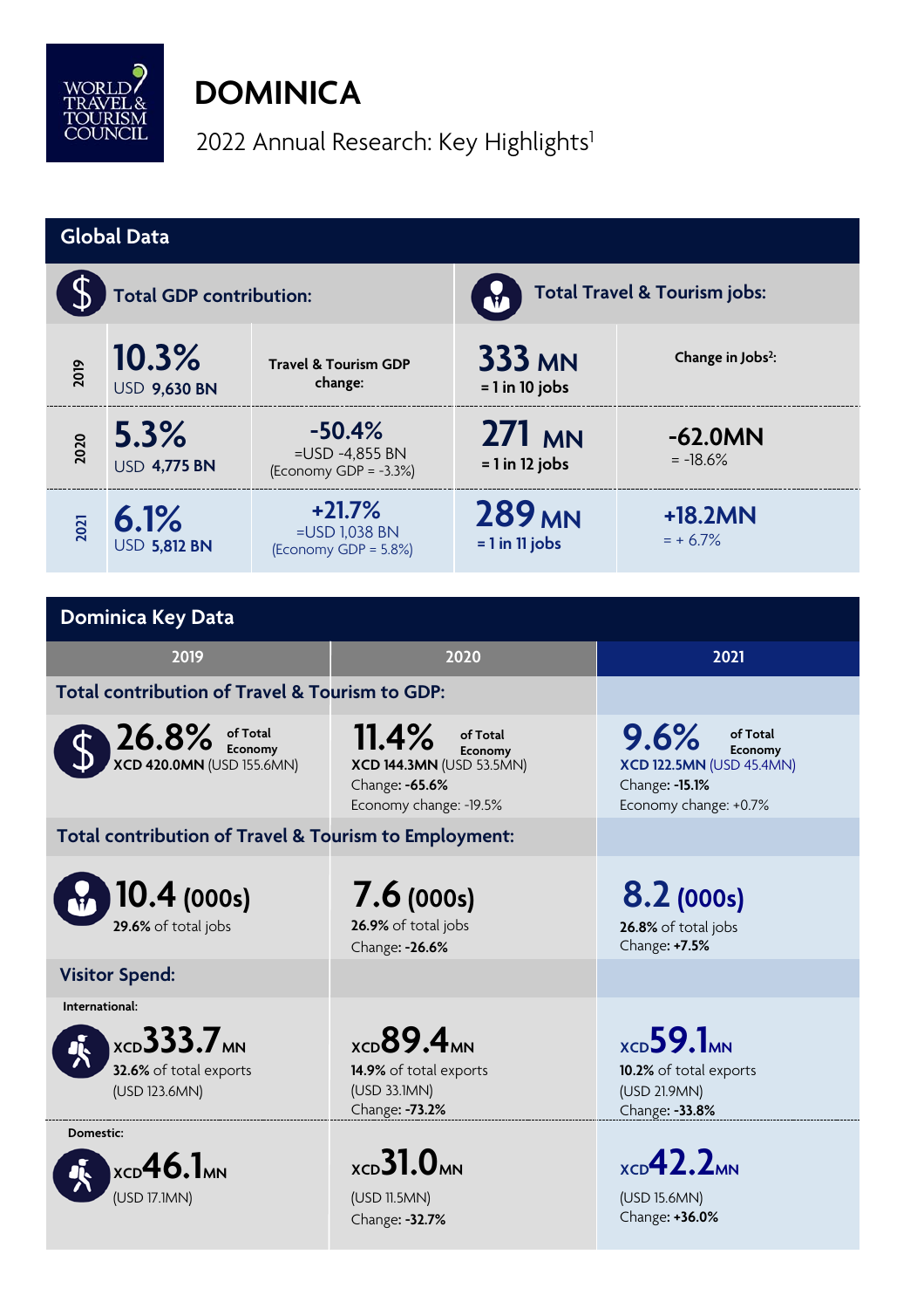WORLD TRAVEL & TOURISM COUNCIL

# DOMINICA

2022 Annual Research: Key Highlights[1]

## Global Data

| | Total GDP contribution: | | Total Travel & Tourism jobs: | |
|---|---|---|---|---|
| 2019 | **10.3%** USD **9,630 BN** | Travel & Tourism GDP change: | **333 MN** = 1 in 10 jobs | Change in Jobs[2]: |
| 2020 | **5.3%** USD **4,775 BN** | **-50.4%** =USD -4,855 BN (Economy GDP = -3.3%) | **271 MN** = 1 in 12 jobs | **-62.0MN** = -18.6% |
| 2021 | **6.1%** USD **5,812 BN** | **+21.7%** =USD 1,038 BN (Economy GDP = 5.8%) | **289 MN** = 1 in 11 jobs | **+18.2MN** = + 6.7% |

## Dominica Key Data

| | 2019 | 2020 | 2021 |
|---|---|---|---|
| **Total contribution of Travel & Tourism to GDP:** | **26.8%** of Total Economy<br>**XCD 420.0MN** (USD 155.6MN) | **11.4%** of Total Economy<br>**XCD 144.3MN** (USD 53.5MN)<br>Change: **-65.6%**<br>Economy change: -19.5% | **9.6%** of Total Economy<br>**XCD 122.5MN** (USD 45.4MN)<br>Change: **-15.1%**<br>Economy change: +0.7% |
| **Total contribution of Travel & Tourism to Employment:** | **10.4 (000s)**<br>**29.6%** of total jobs | **7.6 (000s)**<br>**26.9%** of total jobs<br>Change: **-26.6%** | **8.2 (000s)**<br>**26.8%** of total jobs<br>Change: **+7.5%** |
| **Visitor Spend:** International: | XCD **333.7** MN<br>**32.6%** of total exports<br>(USD 123.6MN) | XCD **89.4** MN<br>**14.9%** of total exports<br>(USD 33.1MN)<br>Change: **-73.2%** | XCD **59.1** MN<br>**10.2%** of total exports<br>(USD 21.9MN)<br>Change: **-33.8%** |
| **Visitor Spend:** Domestic: | XCD **46.1** MN<br>(USD 17.1MN) | XCD **31.0** MN<br>(USD 11.5MN)<br>Change: **-32.7%** | XCD **42.2** MN<br>(USD 15.6MN)<br>Change: **+36.0%** |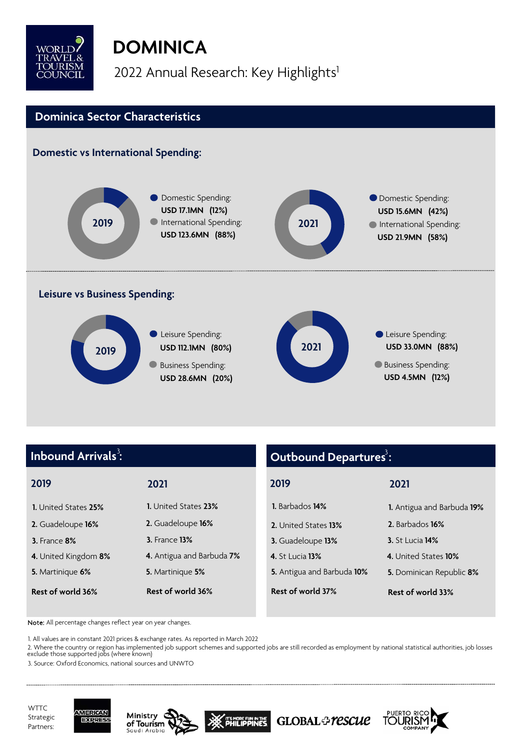# DOMINICA

2022 Annual Research: Key Highlights[1]

## Dominica Sector Characteristics

### Domestic vs International Spending:

2019

Domestic Spending:
**USD 17.1MN (12%)**

International Spending:
**USD 123.6MN (88%)**

2021

Domestic Spending:
**USD 15.6MN (42%)**

International Spending:
**USD 21.9MN (58%)**

### Leisure vs Business Spending:

2019

Leisure Spending:
**USD 112.1MN (80%)**

Business Spending:
**USD 28.6MN (20%)**

2021

Leisure Spending:
**USD 33.0MN (88%)**

Business Spending:
**USD 4.5MN (12%)**

## Inbound Arrivals[3]:

| 2019 | 2021 |
|---|---|
| **1.** United States **25%** | **1.** United States **23%** |
| **2.** Guadeloupe **16%** | **2.** Guadeloupe **16%** |
| **3.** France **8%** | **3.** France **13%** |
| **4.** United Kingdom **8%** | **4.** Antigua and Barbuda **7%** |
| **5.** Martinique **6%** | **5.** Martinique **5%** |
| **Rest of world 36%** | **Rest of world 36%** |

## Outbound Departures[3]:

| 2019 | 2021 |
|---|---|
| **1.** Barbados **14%** | **1.** Antigua and Barbuda **19%** |
| **2.** United States **13%** | **2.** Barbados **16%** |
| **3.** Guadeloupe **13%** | **3.** St Lucia **14%** |
| **4.** St Lucia **13%** | **4.** United States **10%** |
| **5.** Antigua and Barbuda **10%** | **5.** Dominican Republic **8%** |
| **Rest of world 37%** | **Rest of world 33%** |

Note: All percentage changes reflect year on year changes.

1. All values are in constant 2021 prices & exchange rates. As reported in March 2022
2. Where the country or region has implemented job support schemes and supported jobs are still recorded as employment by national statistical authorities, job losses exclude those supported jobs (where known)
3. Source: Oxford Economics, national sources and UNWTO

WTTC Strategic Partners: